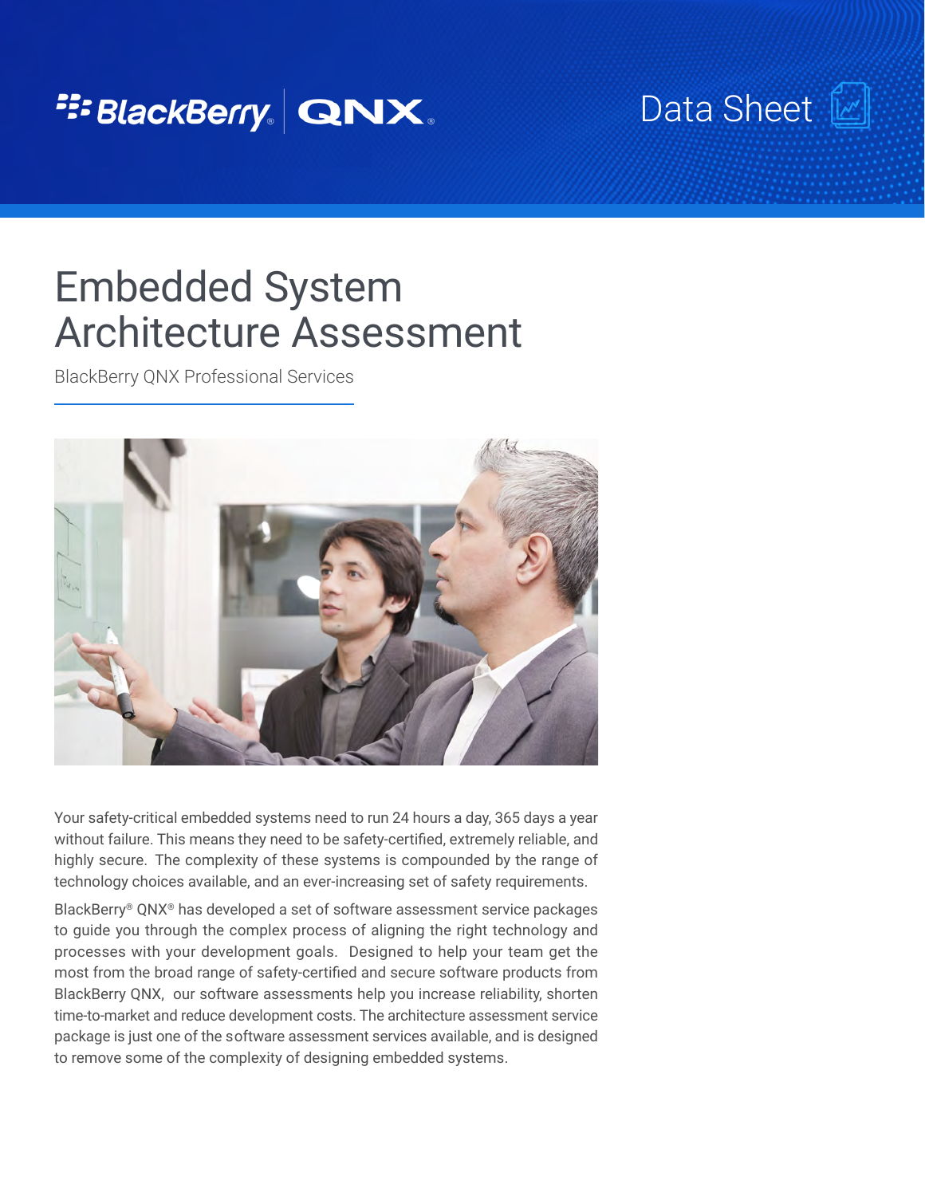BlackBerry | QNX

Data Sheet

# Embedded System Architecture Assessment

BlackBerry QNX Professional Services

Your safety-critical embedded systems need to run 24 hours a day, 365 days a year without failure. This means they need to be safety-certified, extremely reliable, and highly secure. The complexity of these systems is compounded by the range of technology choices available, and an ever-increasing set of safety requirements.

BlackBerry® QNX® has developed a set of software assessment service packages to guide you through the complex process of aligning the right technology and processes with your development goals. Designed to help your team get the most from the broad range of safety-certified and secure software products from BlackBerry QNX, our software assessments help you increase reliability, shorten time-to-market and reduce development costs. The architecture assessment service package is just one of the software assessment services available, and is designed to remove some of the complexity of designing embedded systems.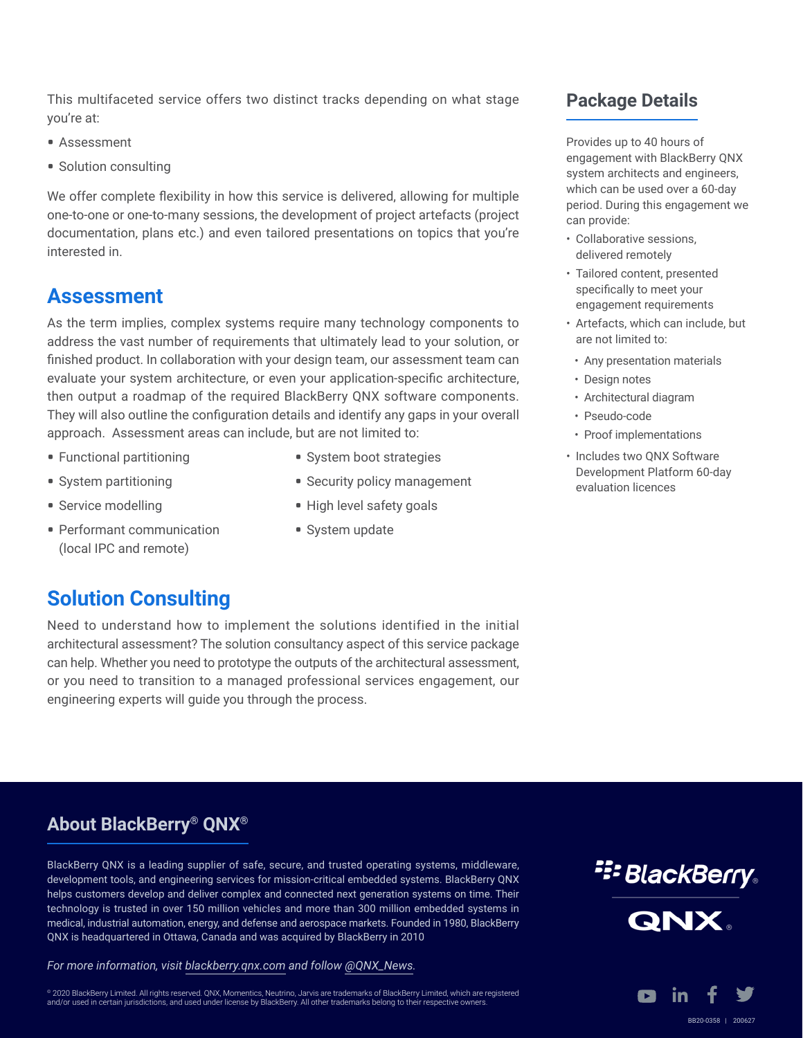This multifaceted service offers two distinct tracks depending on what stage you're at:

- Assessment
- Solution consulting

We offer complete flexibility in how this service is delivered, allowing for multiple one-to-one or one-to-many sessions, the development of project artefacts (project documentation, plans etc.) and even tailored presentations on topics that you're interested in.

## Assessment

As the term implies, complex systems require many technology components to address the vast number of requirements that ultimately lead to your solution, or finished product. In collaboration with your design team, our assessment team can evaluate your system architecture, or even your application-specific architecture, then output a roadmap of the required BlackBerry QNX software components. They will also outline the configuration details and identify any gaps in your overall approach. Assessment areas can include, but are not limited to:

- Functional partitioning
- System partitioning
- Service modelling
- Performant communication (local IPC and remote)
- System boot strategies
- Security policy management
- High level safety goals
- System update

## Solution Consulting

Need to understand how to implement the solutions identified in the initial architectural assessment? The solution consultancy aspect of this service package can help. Whether you need to prototype the outputs of the architectural assessment, or you need to transition to a managed professional services engagement, our engineering experts will guide you through the process.

## Package Details

Provides up to 40 hours of engagement with BlackBerry QNX system architects and engineers, which can be used over a 60-day period. During this engagement we can provide:

- Collaborative sessions, delivered remotely
- Tailored content, presented specifically to meet your engagement requirements
- Artefacts, which can include, but are not limited to:
  - Any presentation materials
  - Design notes
  - Architectural diagram
  - Pseudo-code
  - Proof implementations
- Includes two QNX Software Development Platform 60-day evaluation licences

## About BlackBerry® QNX®

BlackBerry QNX is a leading supplier of safe, secure, and trusted operating systems, middleware, development tools, and engineering services for mission-critical embedded systems. BlackBerry QNX helps customers develop and deliver complex and connected next generation systems on time. Their technology is trusted in over 150 million vehicles and more than 300 million embedded systems in medical, industrial automation, energy, and defense and aerospace markets. Founded in 1980, BlackBerry QNX is headquartered in Ottawa, Canada and was acquired by BlackBerry in 2010

*For more information, visit blackberry.qnx.com and follow @QNX_News.*

© 2020 BlackBerry Limited. All rights reserved. QNX, Momentics, Neutrino, Jarvis are trademarks of BlackBerry Limited, which are registered and/or used in certain jurisdictions, and used under license by BlackBerry. All other trademarks belong to their respective owners.

BlackBerry QNX

BB20-0358 | 200627